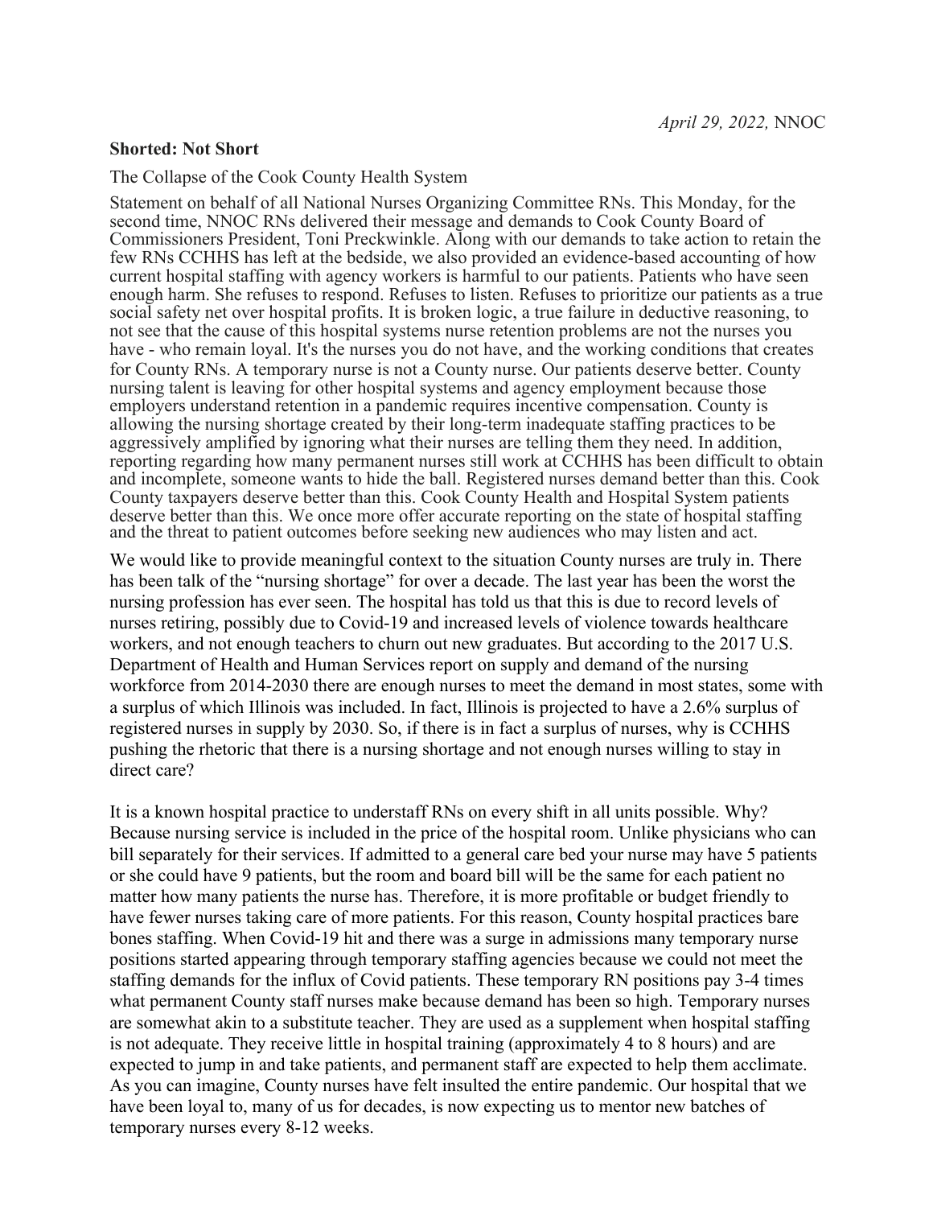*April 29, 2022,* NNOC

**Shorted: Not Short**

The Collapse of the Cook County Health System

Statement on behalf of all National Nurses Organizing Committee RNs. This Monday, for the second time, NNOC RNs delivered their message and demands to Cook County Board of Commissioners President, Toni Preckwinkle. Along with our demands to take action to retain the few RNs CCHHS has left at the bedside, we also provided an evidence-based accounting of how current hospital staffing with agency workers is harmful to our patients. Patients who have seen enough harm. She refuses to respond. Refuses to listen. Refuses to prioritize our patients as a true social safety net over hospital profits. It is broken logic, a true failure in deductive reasoning, to not see that the cause of this hospital systems nurse retention problems are not the nurses you have - who remain loyal. It's the nurses you do not have, and the working conditions that creates for County RNs. A temporary nurse is not a County nurse. Our patients deserve better. County nursing talent is leaving for other hospital systems and agency employment because those employers understand retention in a pandemic requires incentive compensation. County is allowing the nursing shortage created by their long-term inadequate staffing practices to be aggressively amplified by ignoring what their nurses are telling them they need. In addition, reporting regarding how many permanent nurses still work at CCHHS has been difficult to obtain and incomplete, someone wants to hide the ball. Registered nurses demand better than this. Cook County taxpayers deserve better than this. Cook County Health and Hospital System patients deserve better than this. We once more offer accurate reporting on the state of hospital staffing and the threat to patient outcomes before seeking new audiences who may listen and act.

We would like to provide meaningful context to the situation County nurses are truly in. There has been talk of the "nursing shortage" for over a decade. The last year has been the worst the nursing profession has ever seen. The hospital has told us that this is due to record levels of nurses retiring, possibly due to Covid-19 and increased levels of violence towards healthcare workers, and not enough teachers to churn out new graduates. But according to the 2017 U.S. Department of Health and Human Services report on supply and demand of the nursing workforce from 2014-2030 there are enough nurses to meet the demand in most states, some with a surplus of which Illinois was included. In fact, Illinois is projected to have a 2.6% surplus of registered nurses in supply by 2030. So, if there is in fact a surplus of nurses, why is CCHHS pushing the rhetoric that there is a nursing shortage and not enough nurses willing to stay in direct care?

It is a known hospital practice to understaff RNs on every shift in all units possible. Why? Because nursing service is included in the price of the hospital room. Unlike physicians who can bill separately for their services. If admitted to a general care bed your nurse may have 5 patients or she could have 9 patients, but the room and board bill will be the same for each patient no matter how many patients the nurse has. Therefore, it is more profitable or budget friendly to have fewer nurses taking care of more patients. For this reason, County hospital practices bare bones staffing. When Covid-19 hit and there was a surge in admissions many temporary nurse positions started appearing through temporary staffing agencies because we could not meet the staffing demands for the influx of Covid patients. These temporary RN positions pay 3-4 times what permanent County staff nurses make because demand has been so high. Temporary nurses are somewhat akin to a substitute teacher. They are used as a supplement when hospital staffing is not adequate. They receive little in hospital training (approximately 4 to 8 hours) and are expected to jump in and take patients, and permanent staff are expected to help them acclimate. As you can imagine, County nurses have felt insulted the entire pandemic. Our hospital that we have been loyal to, many of us for decades, is now expecting us to mentor new batches of temporary nurses every 8-12 weeks.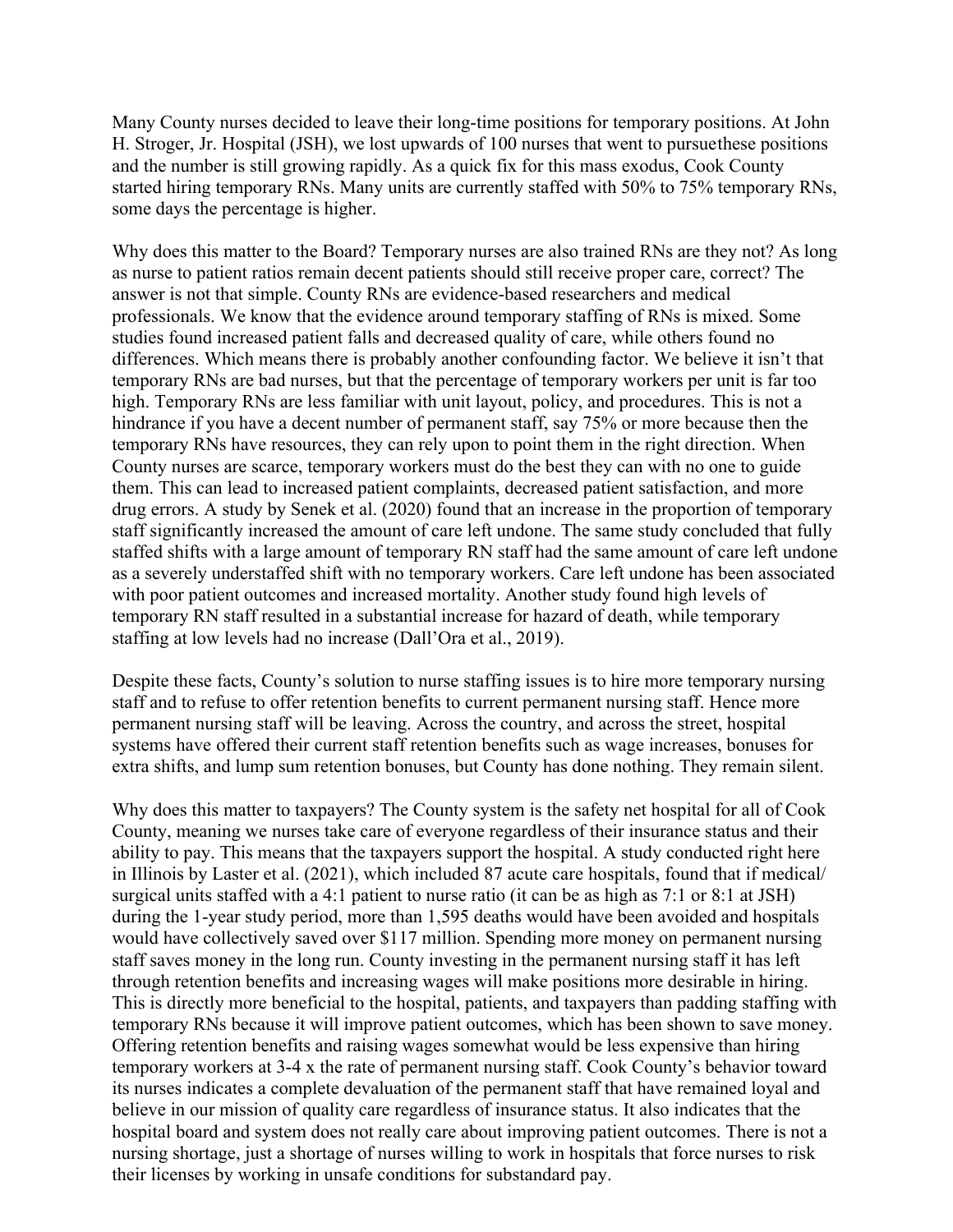Many County nurses decided to leave their long-time positions for temporary positions. At John H. Stroger, Jr. Hospital (JSH), we lost upwards of 100 nurses that went to pursuethese positions and the number is still growing rapidly. As a quick fix for this mass exodus, Cook County started hiring temporary RNs. Many units are currently staffed with 50% to 75% temporary RNs, some days the percentage is higher.

Why does this matter to the Board? Temporary nurses are also trained RNs are they not? As long as nurse to patient ratios remain decent patients should still receive proper care, correct? The answer is not that simple. County RNs are evidence-based researchers and medical professionals. We know that the evidence around temporary staffing of RNs is mixed. Some studies found increased patient falls and decreased quality of care, while others found no differences. Which means there is probably another confounding factor. We believe it isn't that temporary RNs are bad nurses, but that the percentage of temporary workers per unit is far too high. Temporary RNs are less familiar with unit layout, policy, and procedures. This is not a hindrance if you have a decent number of permanent staff, say 75% or more because then the temporary RNs have resources, they can rely upon to point them in the right direction. When County nurses are scarce, temporary workers must do the best they can with no one to guide them. This can lead to increased patient complaints, decreased patient satisfaction, and more drug errors. A study by Senek et al. (2020) found that an increase in the proportion of temporary staff significantly increased the amount of care left undone. The same study concluded that fully staffed shifts with a large amount of temporary RN staff had the same amount of care left undone as a severely understaffed shift with no temporary workers. Care left undone has been associated with poor patient outcomes and increased mortality. Another study found high levels of temporary RN staff resulted in a substantial increase for hazard of death, while temporary staffing at low levels had no increase (Dall'Ora et al., 2019).

Despite these facts, County's solution to nurse staffing issues is to hire more temporary nursing staff and to refuse to offer retention benefits to current permanent nursing staff. Hence more permanent nursing staff will be leaving. Across the country, and across the street, hospital systems have offered their current staff retention benefits such as wage increases, bonuses for extra shifts, and lump sum retention bonuses, but County has done nothing. They remain silent.

Why does this matter to taxpayers? The County system is the safety net hospital for all of Cook County, meaning we nurses take care of everyone regardless of their insurance status and their ability to pay. This means that the taxpayers support the hospital. A study conducted right here in Illinois by Laster et al. (2021), which included 87 acute care hospitals, found that if medical/surgical units staffed with a 4:1 patient to nurse ratio (it can be as high as 7:1 or 8:1 at JSH) during the 1-year study period, more than 1,595 deaths would have been avoided and hospitals would have collectively saved over $117 million. Spending more money on permanent nursing staff saves money in the long run. County investing in the permanent nursing staff it has left through retention benefits and increasing wages will make positions more desirable in hiring. This is directly more beneficial to the hospital, patients, and taxpayers than padding staffing with temporary RNs because it will improve patient outcomes, which has been shown to save money. Offering retention benefits and raising wages somewhat would be less expensive than hiring temporary workers at 3-4 x the rate of permanent nursing staff. Cook County's behavior toward its nurses indicates a complete devaluation of the permanent staff that have remained loyal and believe in our mission of quality care regardless of insurance status. It also indicates that the hospital board and system does not really care about improving patient outcomes. There is not a nursing shortage, just a shortage of nurses willing to work in hospitals that force nurses to risk their licenses by working in unsafe conditions for substandard pay.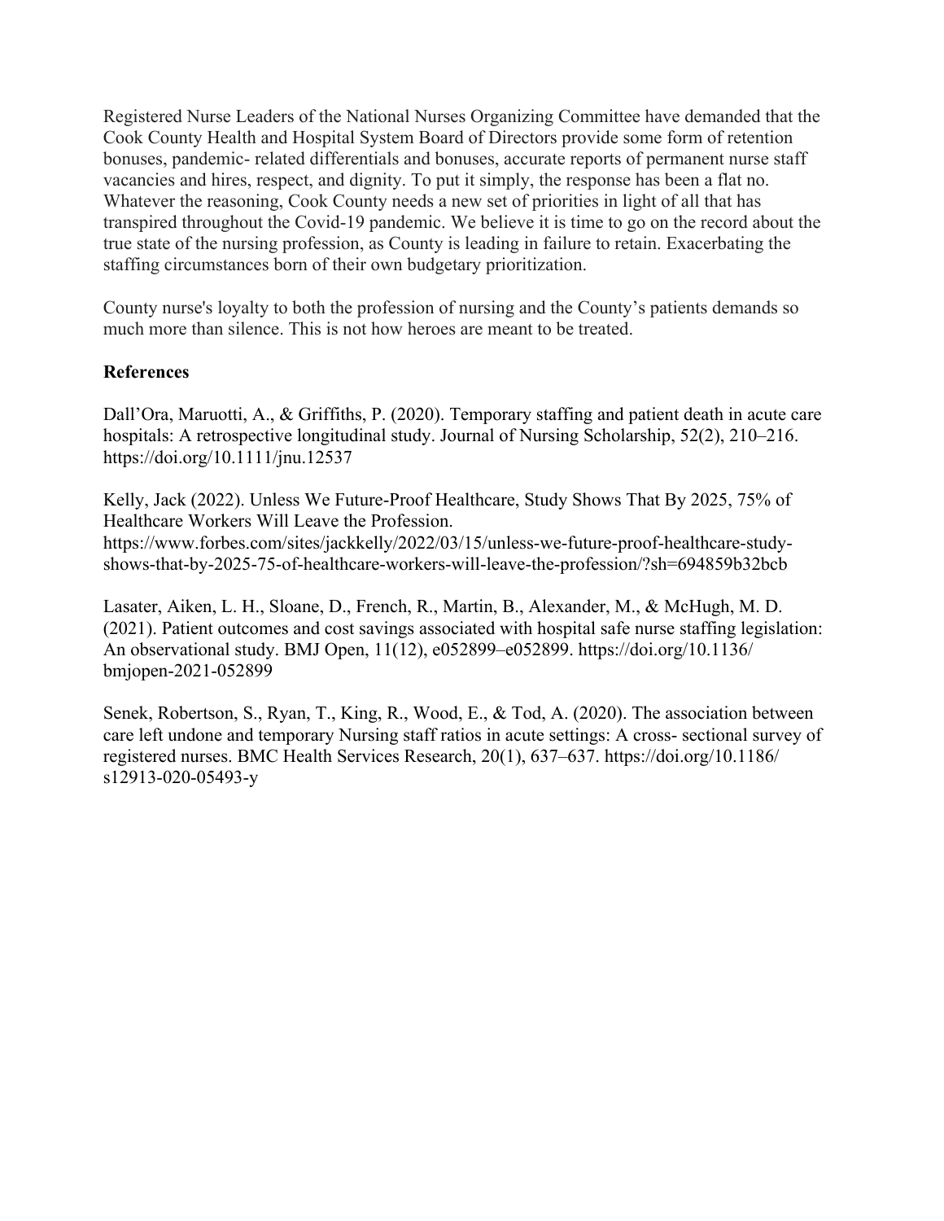Registered Nurse Leaders of the National Nurses Organizing Committee have demanded that the Cook County Health and Hospital System Board of Directors provide some form of retention bonuses, pandemic- related differentials and bonuses, accurate reports of permanent nurse staff vacancies and hires, respect, and dignity. To put it simply, the response has been a flat no. Whatever the reasoning, Cook County needs a new set of priorities in light of all that has transpired throughout the Covid-19 pandemic. We believe it is time to go on the record about the true state of the nursing profession, as County is leading in failure to retain. Exacerbating the staffing circumstances born of their own budgetary prioritization.

County nurse's loyalty to both the profession of nursing and the County's patients demands so much more than silence. This is not how heroes are meant to be treated.

**References**

Dall'Ora, Maruotti, A., & Griffiths, P. (2020). Temporary staffing and patient death in acute care hospitals: A retrospective longitudinal study. Journal of Nursing Scholarship, 52(2), 210–216. https://doi.org/10.1111/jnu.12537

Kelly, Jack (2022). Unless We Future-Proof Healthcare, Study Shows That By 2025, 75% of Healthcare Workers Will Leave the Profession. https://www.forbes.com/sites/jackkelly/2022/03/15/unless-we-future-proof-healthcare-study-shows-that-by-2025-75-of-healthcare-workers-will-leave-the-profession/?sh=694859b32bcb

Lasater, Aiken, L. H., Sloane, D., French, R., Martin, B., Alexander, M., & McHugh, M. D. (2021). Patient outcomes and cost savings associated with hospital safe nurse staffing legislation: An observational study. BMJ Open, 11(12), e052899–e052899. https://doi.org/10.1136/bmjopen-2021-052899

Senek, Robertson, S., Ryan, T., King, R., Wood, E., & Tod, A. (2020). The association between care left undone and temporary Nursing staff ratios in acute settings: A cross- sectional survey of registered nurses. BMC Health Services Research, 20(1), 637–637. https://doi.org/10.1186/s12913-020-05493-y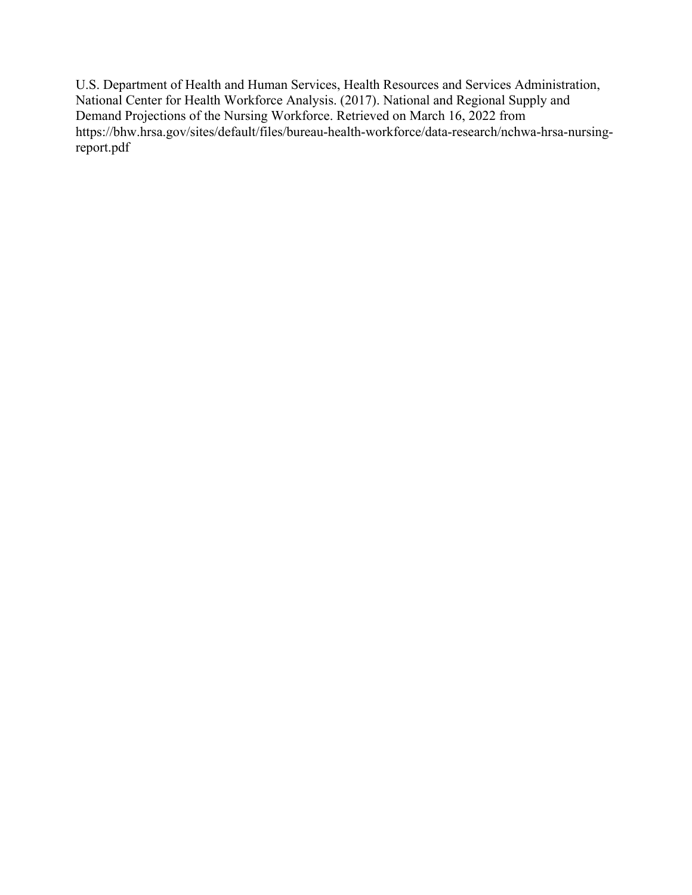U.S. Department of Health and Human Services, Health Resources and Services Administration, National Center for Health Workforce Analysis. (2017). National and Regional Supply and Demand Projections of the Nursing Workforce. Retrieved on March 16, 2022 from https://bhw.hrsa.gov/sites/default/files/bureau-health-workforce/data-research/nchwa-hrsa-nursing-report.pdf